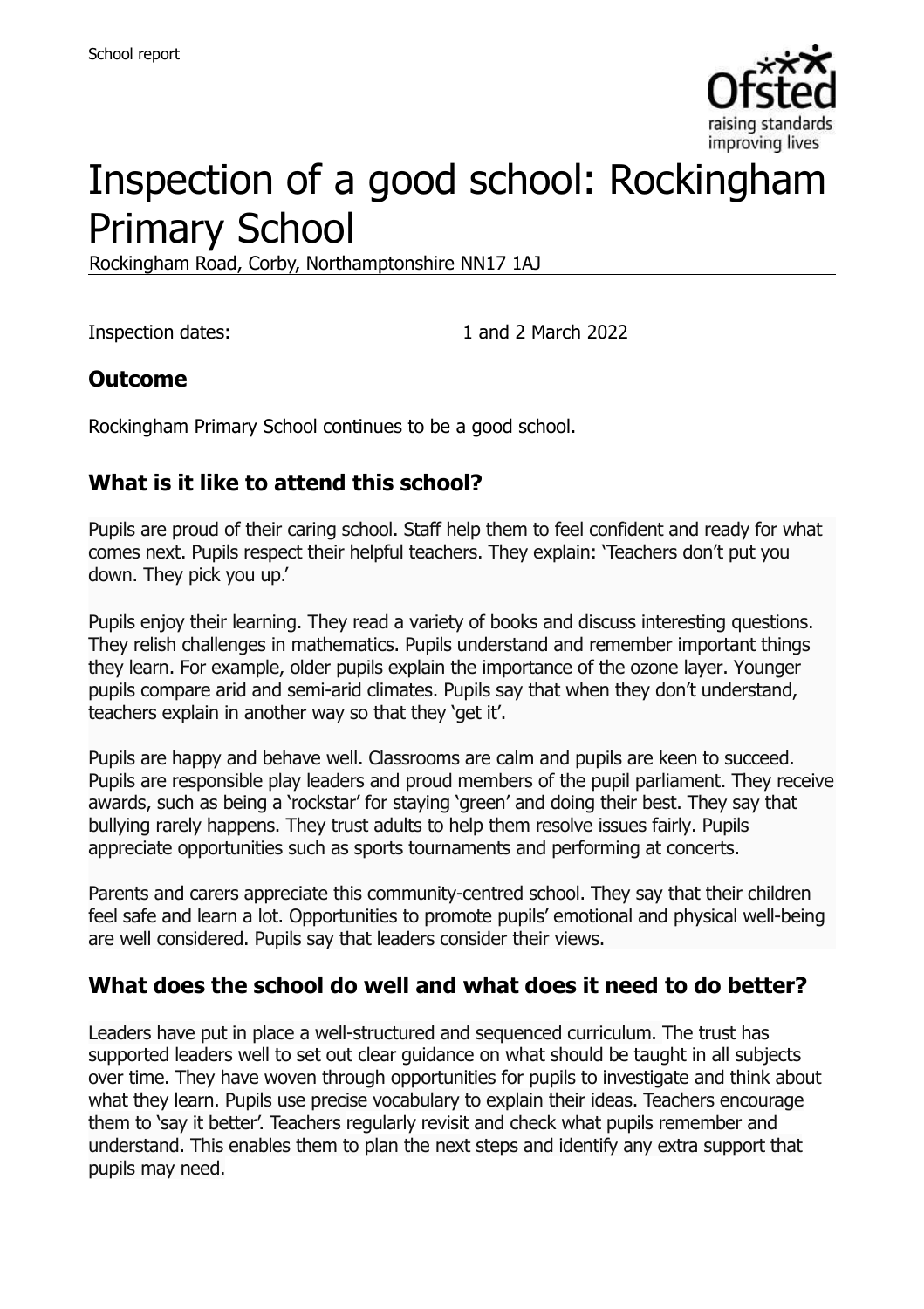# Inspection of a good school: Rockingham Primary School

Rockingham Road, Corby, Northamptonshire NN17 1AJ

Inspection dates: 1 and 2 March 2022

## Outcome

Rockingham Primary School continues to be a good school.

## What is it like to attend this school?

Pupils are proud of their caring school. Staff help them to feel confident and ready for what comes next. Pupils respect their helpful teachers. They explain: 'Teachers don't put you down. They pick you up.'

Pupils enjoy their learning. They read a variety of books and discuss interesting questions. They relish challenges in mathematics. Pupils understand and remember important things they learn. For example, older pupils explain the importance of the ozone layer. Younger pupils compare arid and semi-arid climates. Pupils say that when they don't understand, teachers explain in another way so that they 'get it'.

Pupils are happy and behave well. Classrooms are calm and pupils are keen to succeed. Pupils are responsible play leaders and proud members of the pupil parliament. They receive awards, such as being a 'rockstar' for staying 'green' and doing their best. They say that bullying rarely happens. They trust adults to help them resolve issues fairly. Pupils appreciate opportunities such as sports tournaments and performing at concerts.

Parents and carers appreciate this community-centred school. They say that their children feel safe and learn a lot. Opportunities to promote pupils' emotional and physical well-being are well considered. Pupils say that leaders consider their views.

## What does the school do well and what does it need to do better?

Leaders have put in place a well-structured and sequenced curriculum. The trust has supported leaders well to set out clear guidance on what should be taught in all subjects over time. They have woven through opportunities for pupils to investigate and think about what they learn. Pupils use precise vocabulary to explain their ideas. Teachers encourage them to 'say it better'. Teachers regularly revisit and check what pupils remember and understand. This enables them to plan the next steps and identify any extra support that pupils may need.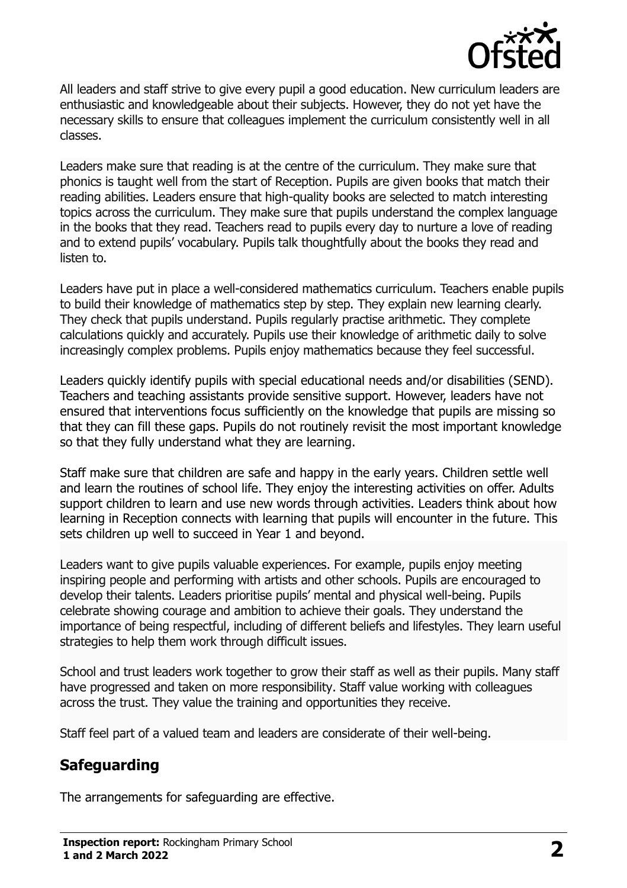All leaders and staff strive to give every pupil a good education. New curriculum leaders are enthusiastic and knowledgeable about their subjects. However, they do not yet have the necessary skills to ensure that colleagues implement the curriculum consistently well in all classes.

Leaders make sure that reading is at the centre of the curriculum. They make sure that phonics is taught well from the start of Reception. Pupils are given books that match their reading abilities. Leaders ensure that high-quality books are selected to match interesting topics across the curriculum. They make sure that pupils understand the complex language in the books that they read. Teachers read to pupils every day to nurture a love of reading and to extend pupils' vocabulary. Pupils talk thoughtfully about the books they read and listen to.

Leaders have put in place a well-considered mathematics curriculum. Teachers enable pupils to build their knowledge of mathematics step by step. They explain new learning clearly. They check that pupils understand. Pupils regularly practise arithmetic. They complete calculations quickly and accurately. Pupils use their knowledge of arithmetic daily to solve increasingly complex problems. Pupils enjoy mathematics because they feel successful.

Leaders quickly identify pupils with special educational needs and/or disabilities (SEND). Teachers and teaching assistants provide sensitive support. However, leaders have not ensured that interventions focus sufficiently on the knowledge that pupils are missing so that they can fill these gaps. Pupils do not routinely revisit the most important knowledge so that they fully understand what they are learning.

Staff make sure that children are safe and happy in the early years. Children settle well and learn the routines of school life. They enjoy the interesting activities on offer. Adults support children to learn and use new words through activities. Leaders think about how learning in Reception connects with learning that pupils will encounter in the future. This sets children up well to succeed in Year 1 and beyond.

Leaders want to give pupils valuable experiences. For example, pupils enjoy meeting inspiring people and performing with artists and other schools. Pupils are encouraged to develop their talents. Leaders prioritise pupils' mental and physical well-being. Pupils celebrate showing courage and ambition to achieve their goals. They understand the importance of being respectful, including of different beliefs and lifestyles. They learn useful strategies to help them work through difficult issues.

School and trust leaders work together to grow their staff as well as their pupils. Many staff have progressed and taken on more responsibility. Staff value working with colleagues across the trust. They value the training and opportunities they receive.

Staff feel part of a valued team and leaders are considerate of their well-being.

## Safeguarding

The arrangements for safeguarding are effective.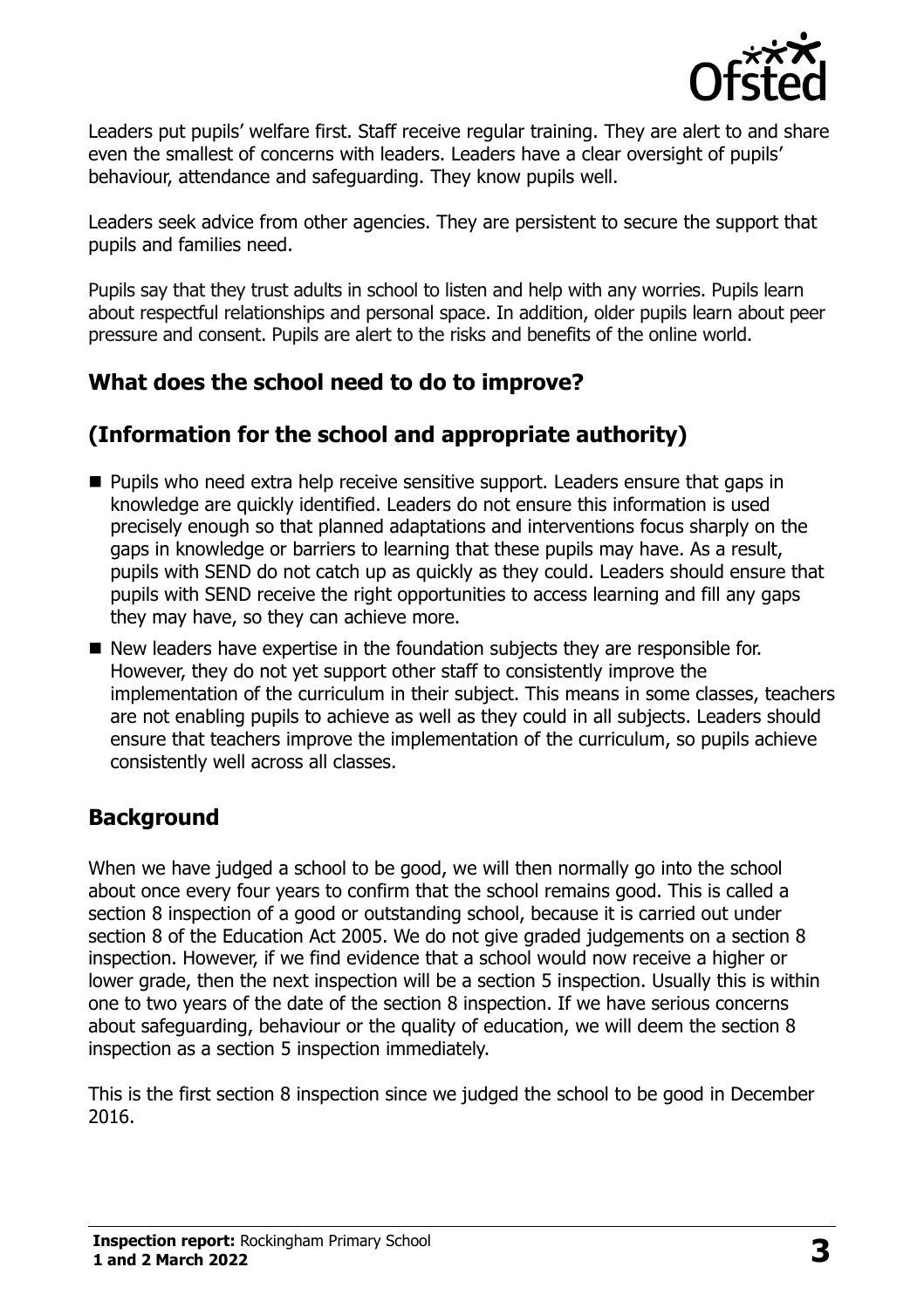Leaders put pupils' welfare first. Staff receive regular training. They are alert to and share even the smallest of concerns with leaders. Leaders have a clear oversight of pupils' behaviour, attendance and safeguarding. They know pupils well.

Leaders seek advice from other agencies. They are persistent to secure the support that pupils and families need.

Pupils say that they trust adults in school to listen and help with any worries. Pupils learn about respectful relationships and personal space. In addition, older pupils learn about peer pressure and consent. Pupils are alert to the risks and benefits of the online world.

## What does the school need to do to improve?

## (Information for the school and appropriate authority)

- Pupils who need extra help receive sensitive support. Leaders ensure that gaps in knowledge are quickly identified. Leaders do not ensure this information is used precisely enough so that planned adaptations and interventions focus sharply on the gaps in knowledge or barriers to learning that these pupils may have. As a result, pupils with SEND do not catch up as quickly as they could. Leaders should ensure that pupils with SEND receive the right opportunities to access learning and fill any gaps they may have, so they can achieve more.
- New leaders have expertise in the foundation subjects they are responsible for. However, they do not yet support other staff to consistently improve the implementation of the curriculum in their subject. This means in some classes, teachers are not enabling pupils to achieve as well as they could in all subjects. Leaders should ensure that teachers improve the implementation of the curriculum, so pupils achieve consistently well across all classes.

## Background

When we have judged a school to be good, we will then normally go into the school about once every four years to confirm that the school remains good. This is called a section 8 inspection of a good or outstanding school, because it is carried out under section 8 of the Education Act 2005. We do not give graded judgements on a section 8 inspection. However, if we find evidence that a school would now receive a higher or lower grade, then the next inspection will be a section 5 inspection. Usually this is within one to two years of the date of the section 8 inspection. If we have serious concerns about safeguarding, behaviour or the quality of education, we will deem the section 8 inspection as a section 5 inspection immediately.

This is the first section 8 inspection since we judged the school to be good in December 2016.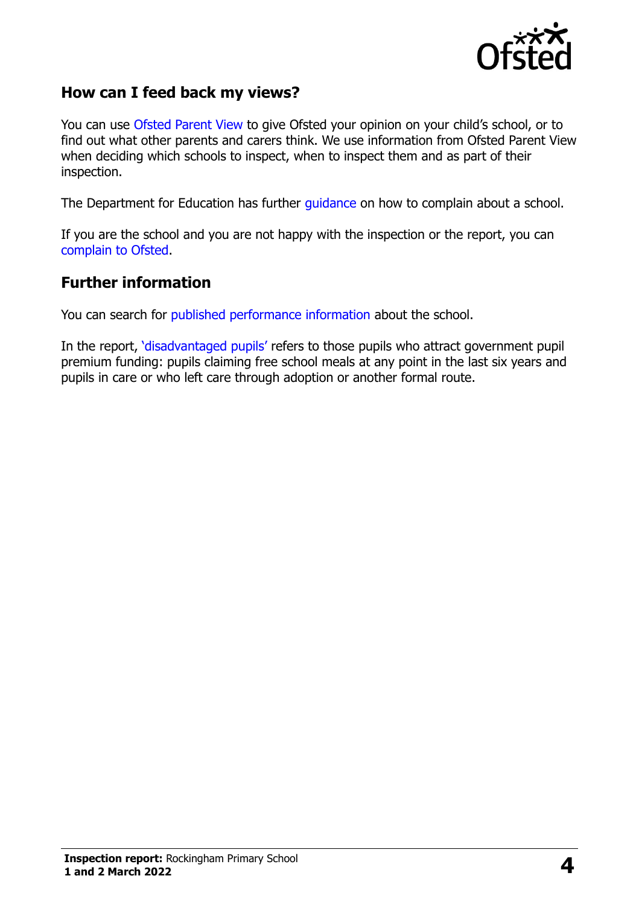## How can I feed back my views?

You can use Ofsted Parent View to give Ofsted your opinion on your child's school, or to find out what other parents and carers think. We use information from Ofsted Parent View when deciding which schools to inspect, when to inspect them and as part of their inspection.

The Department for Education has further guidance on how to complain about a school.

If you are the school and you are not happy with the inspection or the report, you can complain to Ofsted.

## Further information

You can search for published performance information about the school.

In the report, 'disadvantaged pupils' refers to those pupils who attract government pupil premium funding: pupils claiming free school meals at any point in the last six years and pupils in care or who left care through adoption or another formal route.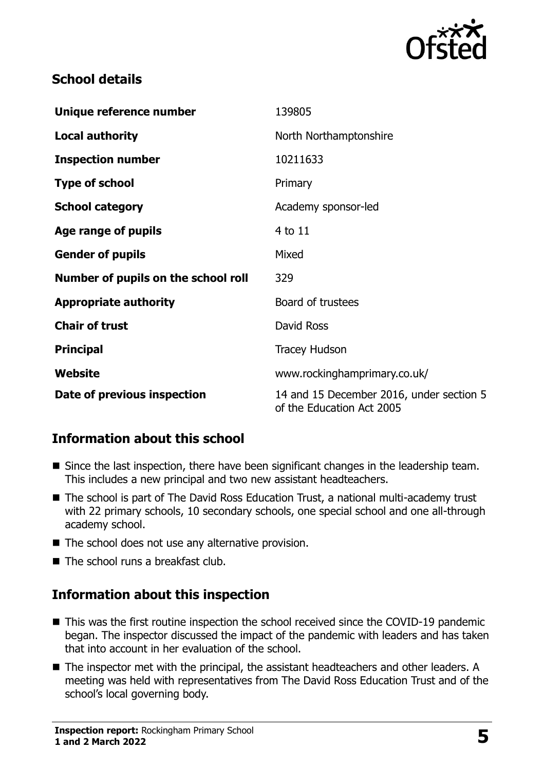## School details

| | |
|---|---|
| **Unique reference number** | 139805 |
| **Local authority** | North Northamptonshire |
| **Inspection number** | 10211633 |
| **Type of school** | Primary |
| **School category** | Academy sponsor-led |
| **Age range of pupils** | 4 to 11 |
| **Gender of pupils** | Mixed |
| **Number of pupils on the school roll** | 329 |
| **Appropriate authority** | Board of trustees |
| **Chair of trust** | David Ross |
| **Principal** | Tracey Hudson |
| **Website** | www.rockinghamprimary.co.uk/ |
| **Date of previous inspection** | 14 and 15 December 2016, under section 5 of the Education Act 2005 |

## Information about this school

- Since the last inspection, there have been significant changes in the leadership team. This includes a new principal and two new assistant headteachers.
- The school is part of The David Ross Education Trust, a national multi-academy trust with 22 primary schools, 10 secondary schools, one special school and one all-through academy school.
- The school does not use any alternative provision.
- The school runs a breakfast club.

## Information about this inspection

- This was the first routine inspection the school received since the COVID-19 pandemic began. The inspector discussed the impact of the pandemic with leaders and has taken that into account in her evaluation of the school.
- The inspector met with the principal, the assistant headteachers and other leaders. A meeting was held with representatives from The David Ross Education Trust and of the school's local governing body.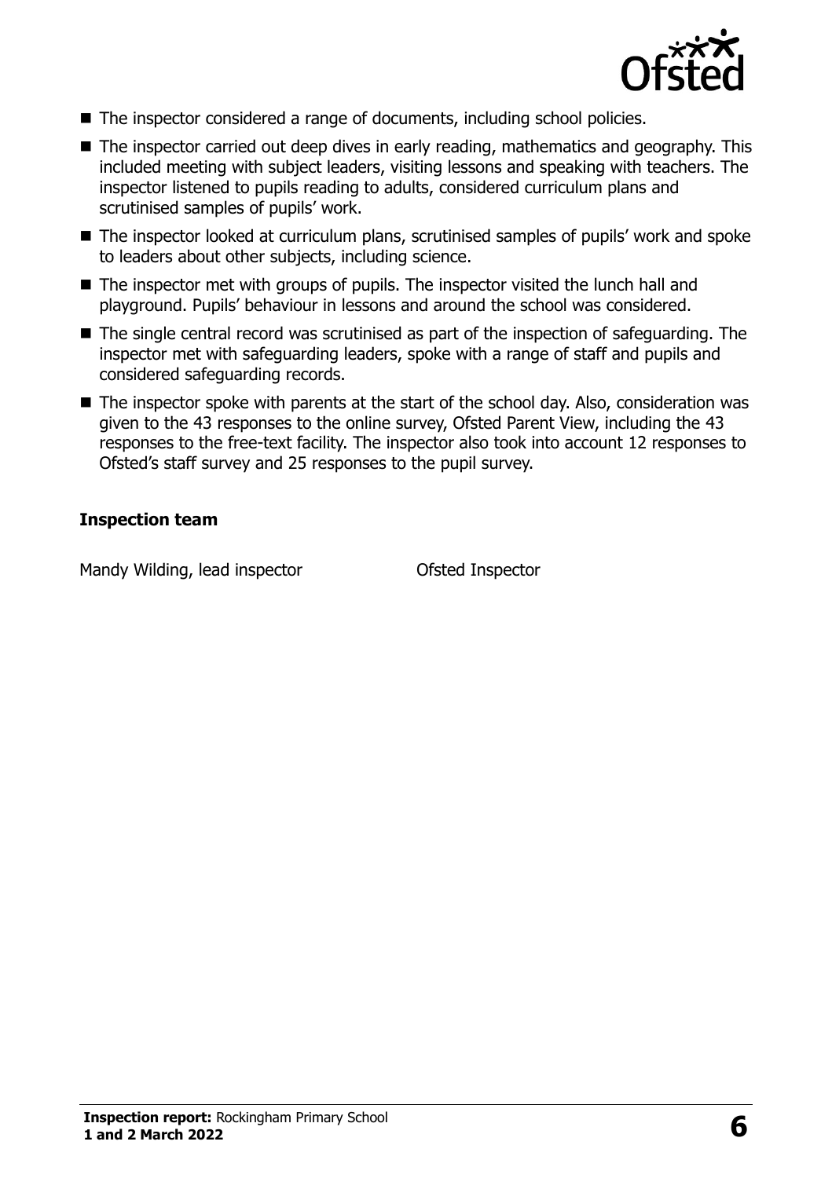- The inspector considered a range of documents, including school policies.
- The inspector carried out deep dives in early reading, mathematics and geography. This included meeting with subject leaders, visiting lessons and speaking with teachers. The inspector listened to pupils reading to adults, considered curriculum plans and scrutinised samples of pupils' work.
- The inspector looked at curriculum plans, scrutinised samples of pupils' work and spoke to leaders about other subjects, including science.
- The inspector met with groups of pupils. The inspector visited the lunch hall and playground. Pupils' behaviour in lessons and around the school was considered.
- The single central record was scrutinised as part of the inspection of safeguarding. The inspector met with safeguarding leaders, spoke with a range of staff and pupils and considered safeguarding records.
- The inspector spoke with parents at the start of the school day. Also, consideration was given to the 43 responses to the online survey, Ofsted Parent View, including the 43 responses to the free-text facility. The inspector also took into account 12 responses to Ofsted's staff survey and 25 responses to the pupil survey.

### Inspection team

| | |
|---|---|
| Mandy Wilding, lead inspector | Ofsted Inspector |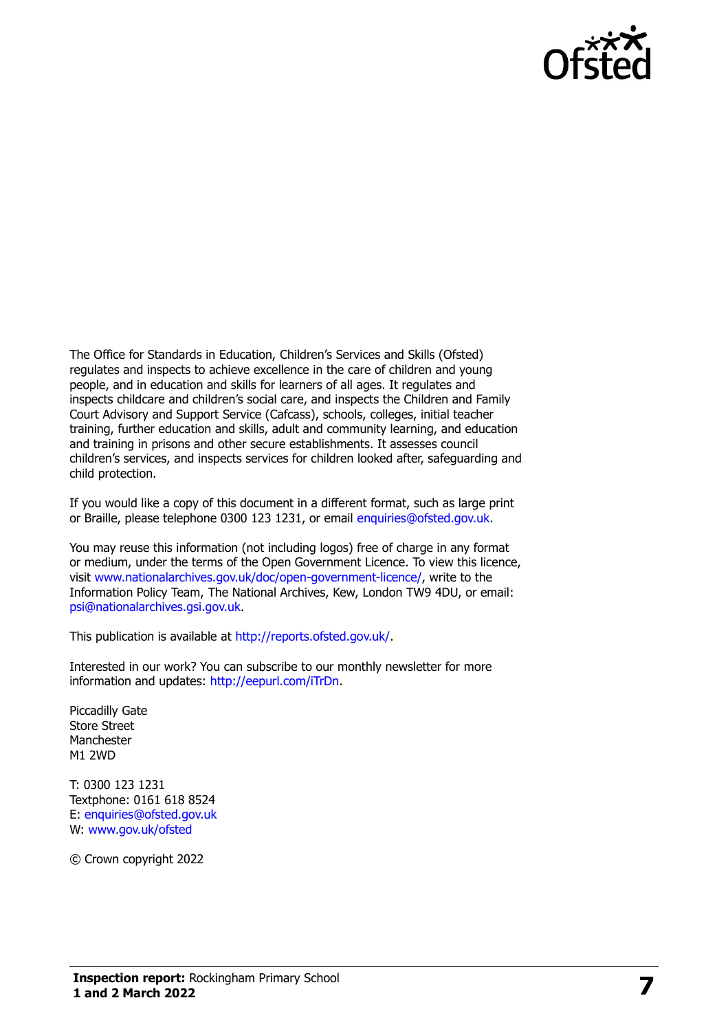The Office for Standards in Education, Children's Services and Skills (Ofsted) regulates and inspects to achieve excellence in the care of children and young people, and in education and skills for learners of all ages. It regulates and inspects childcare and children's social care, and inspects the Children and Family Court Advisory and Support Service (Cafcass), schools, colleges, initial teacher training, further education and skills, adult and community learning, and education and training in prisons and other secure establishments. It assesses council children's services, and inspects services for children looked after, safeguarding and child protection.

If you would like a copy of this document in a different format, such as large print or Braille, please telephone 0300 123 1231, or email enquiries@ofsted.gov.uk.

You may reuse this information (not including logos) free of charge in any format or medium, under the terms of the Open Government Licence. To view this licence, visit www.nationalarchives.gov.uk/doc/open-government-licence/, write to the Information Policy Team, The National Archives, Kew, London TW9 4DU, or email: psi@nationalarchives.gsi.gov.uk.

This publication is available at http://reports.ofsted.gov.uk/.

Interested in our work? You can subscribe to our monthly newsletter for more information and updates: http://eepurl.com/iTrDn.

Piccadilly Gate
Store Street
Manchester
M1 2WD

T: 0300 123 1231
Textphone: 0161 618 8524
E: enquiries@ofsted.gov.uk
W: www.gov.uk/ofsted

© Crown copyright 2022